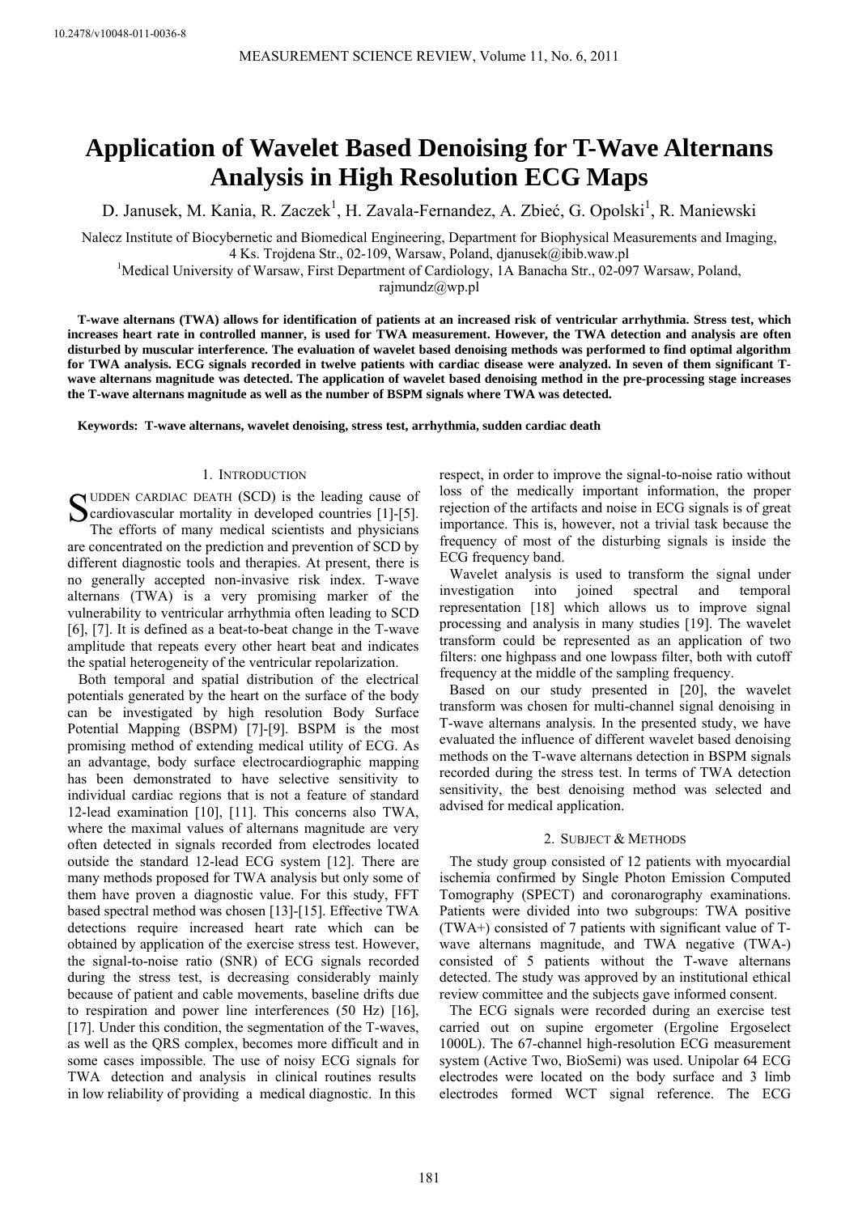# Application of Wavelet Based Denoising for T-Wave Alternans Analysis in High Resolution ECG Maps

D. Janusek, M. Kania, R. Zaczek[1], H. Zavala-Fernandez, A. Zbieć, G. Opolski[1], R. Maniewski

Nalecz Institute of Biocybernetic and Biomedical Engineering, Department for Biophysical Measurements and Imaging, 4 Ks. Trojdena Str., 02-109, Warsaw, Poland, djanusek@ibib.waw.pl

[1]Medical University of Warsaw, First Department of Cardiology, 1A Banacha Str., 02-097 Warsaw, Poland, rajmundz@wp.pl

**T-wave alternans (TWA) allows for identification of patients at an increased risk of ventricular arrhythmia. Stress test, which increases heart rate in controlled manner, is used for TWA measurement. However, the TWA detection and analysis are often disturbed by muscular interference. The evaluation of wavelet based denoising methods was performed to find optimal algorithm for TWA analysis. ECG signals recorded in twelve patients with cardiac disease were analyzed. In seven of them significant T-wave alternans magnitude was detected. The application of wavelet based denoising method in the pre-processing stage increases the T-wave alternans magnitude as well as the number of BSPM signals where TWA was detected.**

**Keywords: T-wave alternans, wavelet denoising, stress test, arrhythmia, sudden cardiac death**

## 1. Introduction

Sudden cardiac death (SCD) is the leading cause of cardiovascular mortality in developed countries [1]-[5]. The efforts of many medical scientists and physicians are concentrated on the prediction and prevention of SCD by different diagnostic tools and therapies. At present, there is no generally accepted non-invasive risk index. T-wave alternans (TWA) is a very promising marker of the vulnerability to ventricular arrhythmia often leading to SCD [6], [7]. It is defined as a beat-to-beat change in the T-wave amplitude that repeats every other heart beat and indicates the spatial heterogeneity of the ventricular repolarization.

Both temporal and spatial distribution of the electrical potentials generated by the heart on the surface of the body can be investigated by high resolution Body Surface Potential Mapping (BSPM) [7]-[9]. BSPM is the most promising method of extending medical utility of ECG. As an advantage, body surface electrocardiographic mapping has been demonstrated to have selective sensitivity to individual cardiac regions that is not a feature of standard 12-lead examination [10], [11]. This concerns also TWA, where the maximal values of alternans magnitude are very often detected in signals recorded from electrodes located outside the standard 12-lead ECG system [12]. There are many methods proposed for TWA analysis but only some of them have proven a diagnostic value. For this study, FFT based spectral method was chosen [13]-[15]. Effective TWA detections require increased heart rate which can be obtained by application of the exercise stress test. However, the signal-to-noise ratio (SNR) of ECG signals recorded during the stress test, is decreasing considerably mainly because of patient and cable movements, baseline drifts due to respiration and power line interferences (50 Hz) [16], [17]. Under this condition, the segmentation of the T-waves, as well as the QRS complex, becomes more difficult and in some cases impossible. The use of noisy ECG signals for TWA detection and analysis in clinical routines results in low reliability of providing a medical diagnostic. In this respect, in order to improve the signal-to-noise ratio without loss of the medically important information, the proper rejection of the artifacts and noise in ECG signals is of great importance. This is, however, not a trivial task because the frequency of most of the disturbing signals is inside the ECG frequency band.

Wavelet analysis is used to transform the signal under investigation into joined spectral and temporal representation [18] which allows us to improve signal processing and analysis in many studies [19]. The wavelet transform could be represented as an application of two filters: one highpass and one lowpass filter, both with cutoff frequency at the middle of the sampling frequency.

Based on our study presented in [20], the wavelet transform was chosen for multi-channel signal denoising in T-wave alternans analysis. In the presented study, we have evaluated the influence of different wavelet based denoising methods on the T-wave alternans detection in BSPM signals recorded during the stress test. In terms of TWA detection sensitivity, the best denoising method was selected and advised for medical application.

## 2. Subject & Methods

The study group consisted of 12 patients with myocardial ischemia confirmed by Single Photon Emission Computed Tomography (SPECT) and coronarography examinations. Patients were divided into two subgroups: TWA positive (TWA+) consisted of 7 patients with significant value of T-wave alternans magnitude, and TWA negative (TWA-) consisted of 5 patients without the T-wave alternans detected. The study was approved by an institutional ethical review committee and the subjects gave informed consent.

The ECG signals were recorded during an exercise test carried out on supine ergometer (Ergoline Ergoselect 1000L). The 67-channel high-resolution ECG measurement system (Active Two, BioSemi) was used. Unipolar 64 ECG electrodes were located on the body surface and 3 limb electrodes formed WCT signal reference. The ECG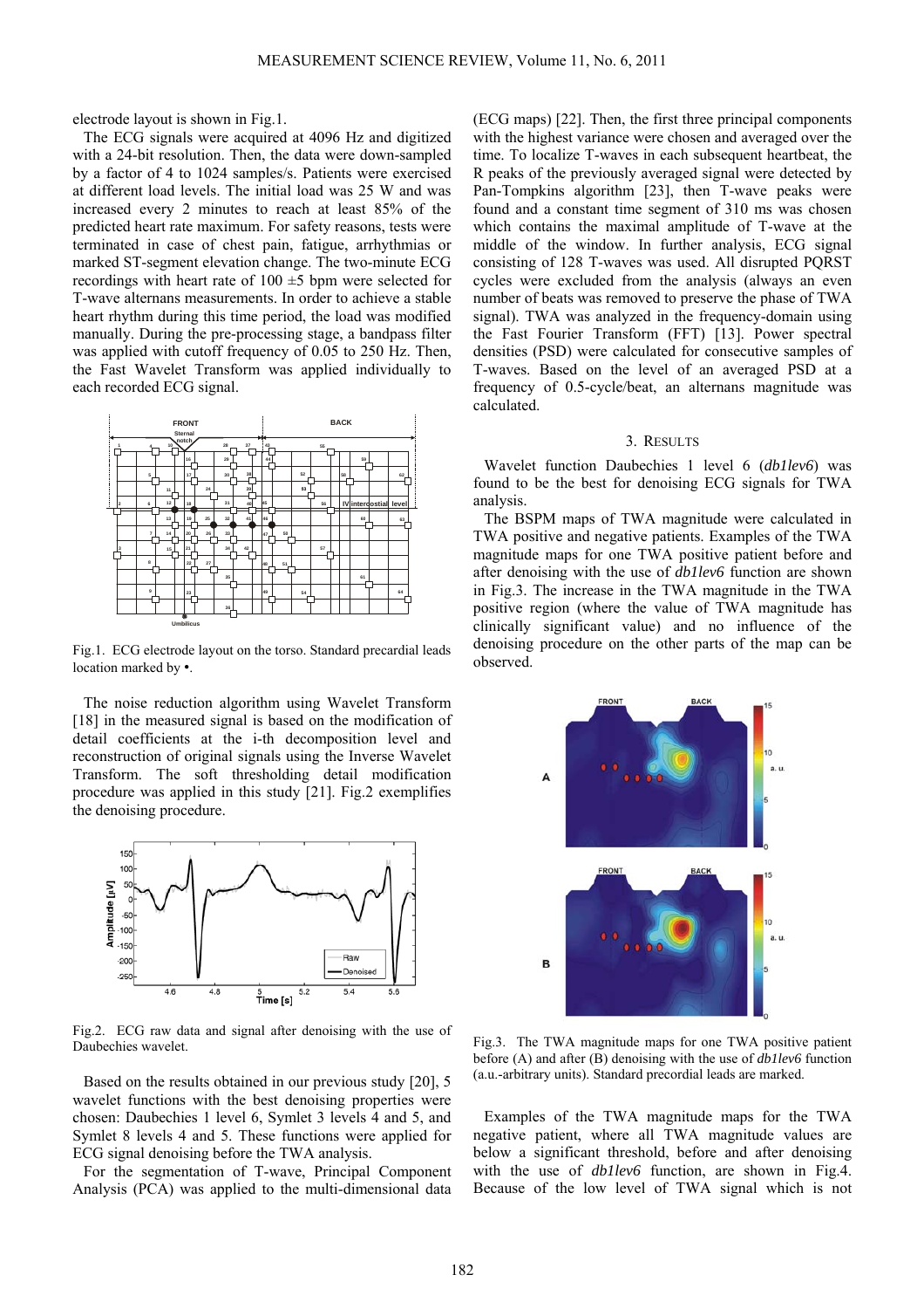electrode layout is shown in Fig.1.

The ECG signals were acquired at 4096 Hz and digitized with a 24-bit resolution. Then, the data were down-sampled by a factor of 4 to 1024 samples/s. Patients were exercised at different load levels. The initial load was 25 W and was increased every 2 minutes to reach at least 85% of the predicted heart rate maximum. For safety reasons, tests were terminated in case of chest pain, fatigue, arrhythmias or marked ST-segment elevation change. The two-minute ECG recordings with heart rate of 100 ±5 bpm were selected for T-wave alternans measurements. In order to achieve a stable heart rhythm during this time period, the load was modified manually. During the pre-processing stage, a bandpass filter was applied with cutoff frequency of 0.05 to 250 Hz. Then, the Fast Wavelet Transform was applied individually to each recorded ECG signal.

Fig.1. ECG electrode layout on the torso. Standard precardial leads location marked by •.

The noise reduction algorithm using Wavelet Transform [18] in the measured signal is based on the modification of detail coefficients at the i-th decomposition level and reconstruction of original signals using the Inverse Wavelet Transform. The soft thresholding detail modification procedure was applied in this study [21]. Fig.2 exemplifies the denoising procedure.

Fig.2. ECG raw data and signal after denoising with the use of Daubechies wavelet.

Based on the results obtained in our previous study [20], 5 wavelet functions with the best denoising properties were chosen: Daubechies 1 level 6, Symlet 3 levels 4 and 5, and Symlet 8 levels 4 and 5. These functions were applied for ECG signal denoising before the TWA analysis.

For the segmentation of T-wave, Principal Component Analysis (PCA) was applied to the multi-dimensional data (ECG maps) [22]. Then, the first three principal components with the highest variance were chosen and averaged over the time. To localize T-waves in each subsequent heartbeat, the R peaks of the previously averaged signal were detected by Pan-Tompkins algorithm [23], then T-wave peaks were found and a constant time segment of 310 ms was chosen which contains the maximal amplitude of T-wave at the middle of the window. In further analysis, ECG signal consisting of 128 T-waves was used. All disrupted PQRST cycles were excluded from the analysis (always an even number of beats was removed to preserve the phase of TWA signal). TWA was analyzed in the frequency-domain using the Fast Fourier Transform (FFT) [13]. Power spectral densities (PSD) were calculated for consecutive samples of T-waves. Based on the level of an averaged PSD at a frequency of 0.5-cycle/beat, an alternans magnitude was calculated.

## 3. Results

Wavelet function Daubechies 1 level 6 (*db1lev6*) was found to be the best for denoising ECG signals for TWA analysis.

The BSPM maps of TWA magnitude were calculated in TWA positive and negative patients. Examples of the TWA magnitude maps for one TWA positive patient before and after denoising with the use of *db1lev6* function are shown in Fig.3. The increase in the TWA magnitude in the TWA positive region (where the value of TWA magnitude has clinically significant value) and no influence of the denoising procedure on the other parts of the map can be observed.

Fig.3. The TWA magnitude maps for one TWA positive patient before (A) and after (B) denoising with the use of *db1lev6* function (a.u.-arbitrary units). Standard precordial leads are marked.

Examples of the TWA magnitude maps for the TWA negative patient, where all TWA magnitude values are below a significant threshold, before and after denoising with the use of *db1lev6* function, are shown in Fig.4. Because of the low level of TWA signal which is not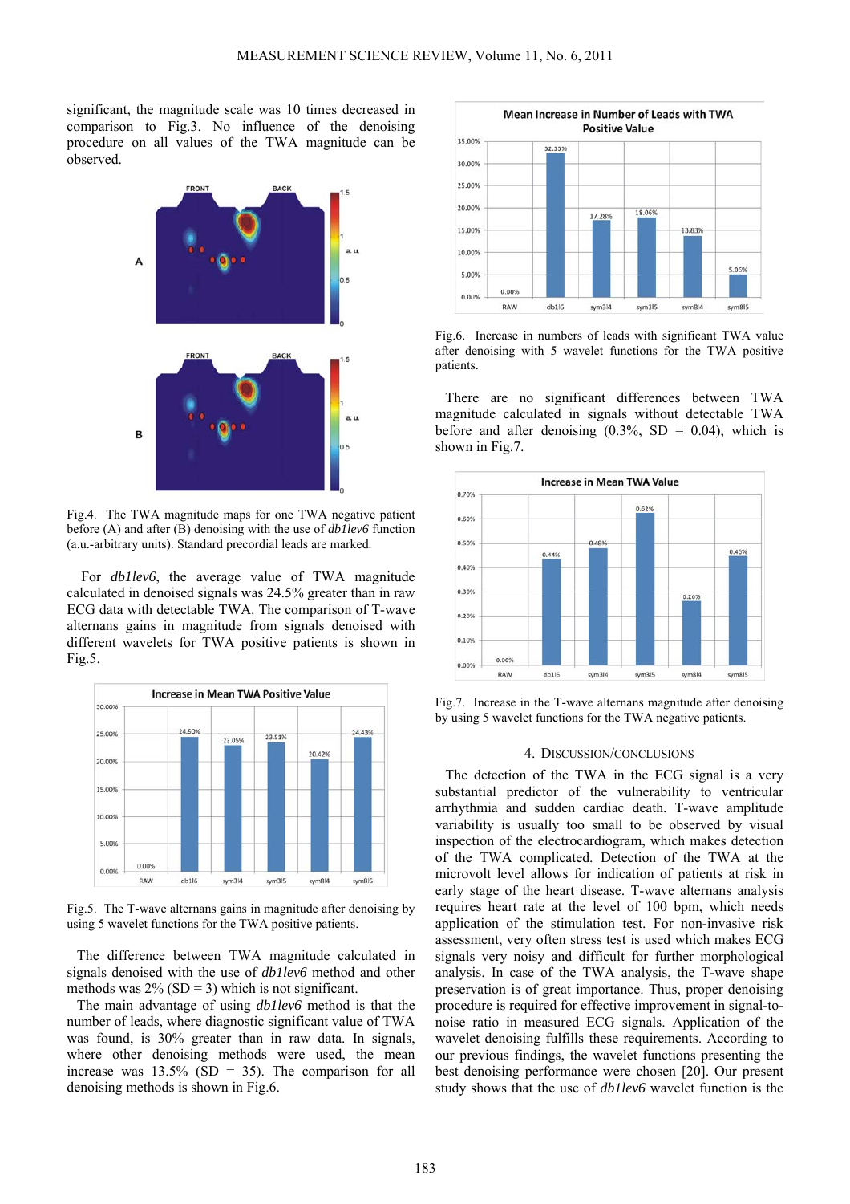significant, the magnitude scale was 10 times decreased in comparison to Fig.3. No influence of the denoising procedure on all values of the TWA magnitude can be observed.

Fig.4. The TWA magnitude maps for one TWA negative patient before (A) and after (B) denoising with the use of *db1lev6* function (a.u.-arbitrary units). Standard precordial leads are marked.

For *db1lev6*, the average value of TWA magnitude calculated in denoised signals was 24.5% greater than in raw ECG data with detectable TWA. The comparison of T-wave alternans gains in magnitude from signals denoised with different wavelets for TWA positive patients is shown in Fig.5.

Fig.5. The T-wave alternans gains in magnitude after denoising by using 5 wavelet functions for the TWA positive patients.

The difference between TWA magnitude calculated in signals denoised with the use of *db1lev6* method and other methods was 2% (SD = 3) which is not significant.

The main advantage of using *db1lev6* method is that the number of leads, where diagnostic significant value of TWA was found, is 30% greater than in raw data. In signals, where other denoising methods were used, the mean increase was 13.5% (SD = 35). The comparison for all denoising methods is shown in Fig.6.

Fig.6. Increase in numbers of leads with significant TWA value after denoising with 5 wavelet functions for the TWA positive patients.

There are no significant differences between TWA magnitude calculated in signals without detectable TWA before and after denoising (0.3%, SD = 0.04), which is shown in Fig.7.

Fig.7. Increase in the T-wave alternans magnitude after denoising by using 5 wavelet functions for the TWA negative patients.

## 4. DISCUSSION/CONCLUSIONS

The detection of the TWA in the ECG signal is a very substantial predictor of the vulnerability to ventricular arrhythmia and sudden cardiac death. T-wave amplitude variability is usually too small to be observed by visual inspection of the electrocardiogram, which makes detection of the TWA complicated. Detection of the TWA at the microvolt level allows for indication of patients at risk in early stage of the heart disease. T-wave alternans analysis requires heart rate at the level of 100 bpm, which needs application of the stimulation test. For non-invasive risk assessment, very often stress test is used which makes ECG signals very noisy and difficult for further morphological analysis. In case of the TWA analysis, the T-wave shape preservation is of great importance. Thus, proper denoising procedure is required for effective improvement in signal-to-noise ratio in measured ECG signals. Application of the wavelet denoising fulfills these requirements. According to our previous findings, the wavelet functions presenting the best denoising performance were chosen [20]. Our present study shows that the use of *db1lev6* wavelet function is the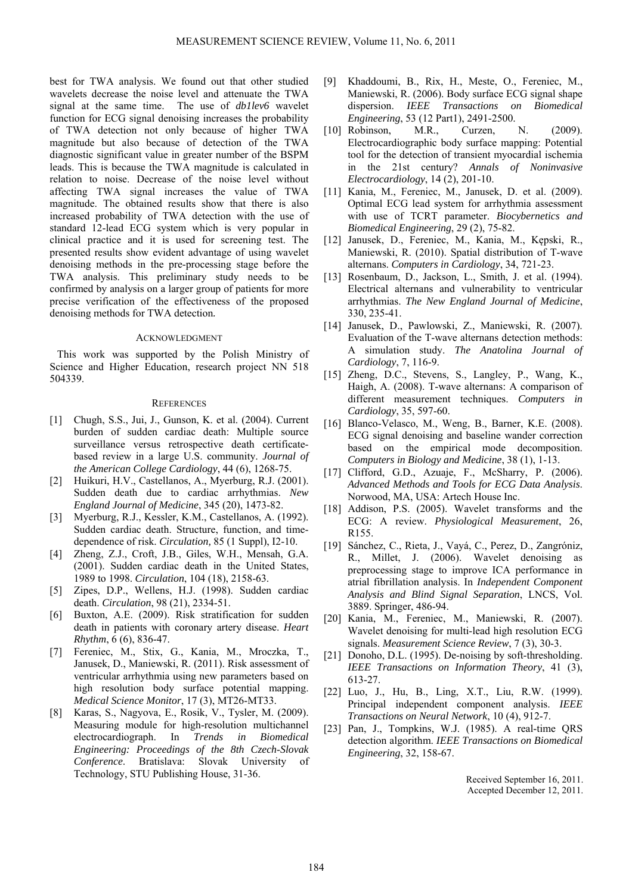best for TWA analysis. We found out that other studied wavelets decrease the noise level and attenuate the TWA signal at the same time. The use of *db1lev6* wavelet function for ECG signal denoising increases the probability of TWA detection not only because of higher TWA magnitude but also because of detection of the TWA diagnostic significant value in greater number of the BSPM leads. This is because the TWA magnitude is calculated in relation to noise. Decrease of the noise level without affecting TWA signal increases the value of TWA magnitude. The obtained results show that there is also increased probability of TWA detection with the use of standard 12-lead ECG system which is very popular in clinical practice and it is used for screening test. The presented results show evident advantage of using wavelet denoising methods in the pre-processing stage before the TWA analysis. This preliminary study needs to be confirmed by analysis on a larger group of patients for more precise verification of the effectiveness of the proposed denoising methods for TWA detection.

## ACKNOWLEDGMENT

This work was supported by the Polish Ministry of Science and Higher Education, research project NN 518 504339.

## REFERENCES

[1] Chugh, S.S., Jui, J., Gunson, K. et al. (2004). Current burden of sudden cardiac death: Multiple source surveillance versus retrospective death certificate-based review in a large U.S. community. *Journal of the American College Cardiology*, 44 (6), 1268-75.

[2] Huikuri, H.V., Castellanos, A., Myerburg, R.J. (2001). Sudden death due to cardiac arrhythmias. *New England Journal of Medicine*, 345 (20), 1473-82.

[3] Myerburg, R.J., Kessler, K.M., Castellanos, A. (1992). Sudden cardiac death. Structure, function, and time-dependence of risk. *Circulation,* 85 (1 Suppl), I2-10.

[4] Zheng, Z.J., Croft, J.B., Giles, W.H., Mensah, G.A. (2001). Sudden cardiac death in the United States, 1989 to 1998. *Circulation*, 104 (18), 2158-63.

[5] Zipes, D.P., Wellens, H.J. (1998). Sudden cardiac death. *Circulation*, 98 (21), 2334-51.

[6] Buxton, A.E. (2009). Risk stratification for sudden death in patients with coronary artery disease. *Heart Rhythm*, 6 (6), 836-47.

[7] Fereniec, M., Stix, G., Kania, M., Mroczka, T., Janusek, D., Maniewski, R. (2011). Risk assessment of ventricular arrhythmia using new parameters based on high resolution body surface potential mapping. *Medical Science Monitor*, 17 (3), MT26-MT33.

[8] Karas, S., Nagyova, E., Rosik, V., Tysler, M. (2009). Measuring module for high-resolution multichannel electrocardiograph. In *Trends in Biomedical Engineering: Proceedings of the 8th Czech-Slovak Conference*. Bratislava: Slovak University of Technology, STU Publishing House, 31-36.

[9] Khaddoumi, B., Rix, H., Meste, O., Fereniec, M., Maniewski, R. (2006). Body surface ECG signal shape dispersion. *IEEE Transactions on Biomedical Engineering*, 53 (12 Part1), 2491-2500.

[10] Robinson, M.R., Curzen, N. (2009). Electrocardiographic body surface mapping: Potential tool for the detection of transient myocardial ischemia in the 21st century? *Annals of Noninvasive Electrocardiology*, 14 (2), 201-10.

[11] Kania, M., Fereniec, M., Janusek, D. et al. (2009). Optimal ECG lead system for arrhythmia assessment with use of TCRT parameter. *Biocybernetics and Biomedical Engineering*, 29 (2), 75-82.

[12] Janusek, D., Fereniec, M., Kania, M., Kępski, R., Maniewski, R. (2010). Spatial distribution of T-wave alternans. *Computers in Cardiology*, 34, 721-23.

[13] Rosenbaum, D., Jackson, L., Smith, J. et al. (1994). Electrical alternans and vulnerability to ventricular arrhythmias. *The New England Journal of Medicine*, 330, 235-41.

[14] Janusek, D., Pawlowski, Z., Maniewski, R. (2007). Evaluation of the T-wave alternans detection methods: A simulation study. *The Anatolina Journal of Cardiology*, 7, 116-9.

[15] Zheng, D.C., Stevens, S., Langley, P., Wang, K., Haigh, A. (2008). T-wave alternans: A comparison of different measurement techniques. *Computers in Cardiology*, 35, 597-60.

[16] Blanco-Velasco, M., Weng, B., Barner, K.E. (2008). ECG signal denoising and baseline wander correction based on the empirical mode decomposition. *Computers in Biology and Medicine*, 38 (1), 1-13.

[17] Clifford, G.D., Azuaje, F., McSharry, P. (2006). *Advanced Methods and Tools for ECG Data Analysis*. Norwood, MA, USA: Artech House Inc.

[18] Addison, P.S. (2005). Wavelet transforms and the ECG: A review. *Physiological Measurement*, 26, R155.

[19] Sánchez, C., Rieta, J., Vayá, C., Perez, D., Zangróniz, R., Millet, J. (2006). Wavelet denoising as preprocessing stage to improve ICA performance in atrial fibrillation analysis. In *Independent Component Analysis and Blind Signal Separation*, LNCS, Vol. 3889. Springer, 486-94.

[20] Kania, M., Fereniec, M., Maniewski, R. (2007). Wavelet denoising for multi-lead high resolution ECG signals. *Measurement Science Review*, 7 (3), 30-3.

[21] Donoho, D.L. (1995). De-noising by soft-thresholding. *IEEE Transactions on Information Theory*, 41 (3), 613-27.

[22] Luo, J., Hu, B., Ling, X.T., Liu, R.W. (1999). Principal independent component analysis. *IEEE Transactions on Neural Network*, 10 (4), 912-7.

[23] Pan, J., Tompkins, W.J. (1985). A real-time QRS detection algorithm. *IEEE Transactions on Biomedical Engineering*, 32, 158-67.

Received September 16, 2011.
Accepted December 12, 2011.